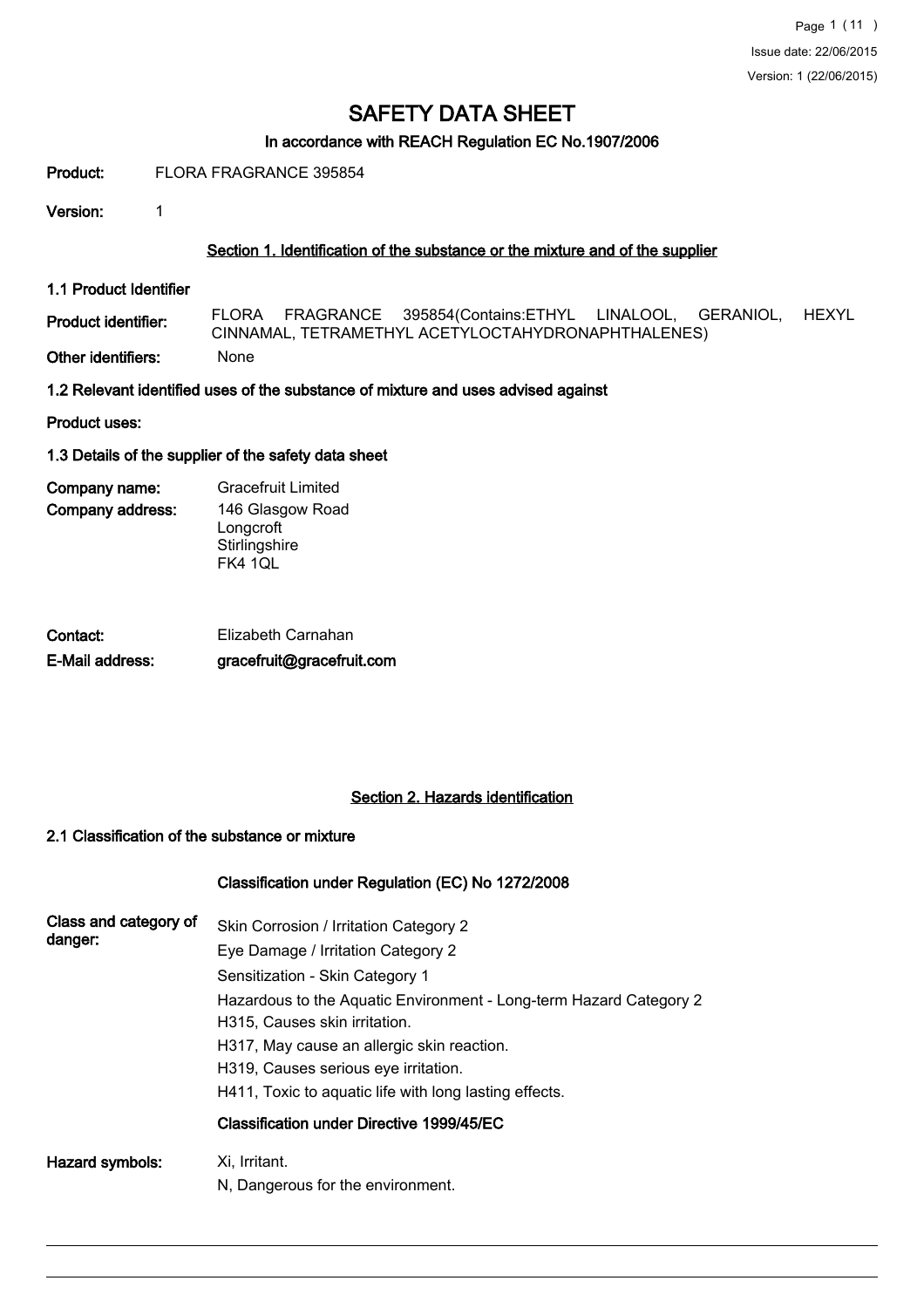# SAFETY DATA SHEET

## In accordance with REACH Regulation EC No.1907/2006

**Product:** FLORA FRAGRANCE 395854

**Version:** 1

### Section 1. Identification of the substance or the mixture and of the supplier

**1.1 Product Identifier**

**Product identifier:** FLORA FRAGRANCE 395854(Contains:ETHYL LINALOOL, GERANIOL, HEXYL CINNAMAL, TETRAMETHYL ACETYLOCTAHYDRONAPHTHALENES)

**Other identifiers:** None

**1.2 Relevant identified uses of the substance of mixture and uses advised against**

**Product uses:**

**1.3 Details of the supplier of the safety data sheet**

**Company name:** Gracefruit Limited

**Company address:** 146 Glasgow Road
Longcroft
Stirlingshire
FK4 1QL

**Contact:** Elizabeth Carnahan

**E-Mail address:** **gracefruit@gracefruit.com**

### Section 2. Hazards identification

**2.1 Classification of the substance or mixture**

**Classification under Regulation (EC) No 1272/2008**

**Class and category of danger:**

Skin Corrosion / Irritation Category 2
Eye Damage / Irritation Category 2
Sensitization - Skin Category 1
Hazardous to the Aquatic Environment - Long-term Hazard Category 2
H315, Causes skin irritation.
H317, May cause an allergic skin reaction.
H319, Causes serious eye irritation.
H411, Toxic to aquatic life with long lasting effects.

**Classification under Directive 1999/45/EC**

**Hazard symbols:**

Xi, Irritant.
N, Dangerous for the environment.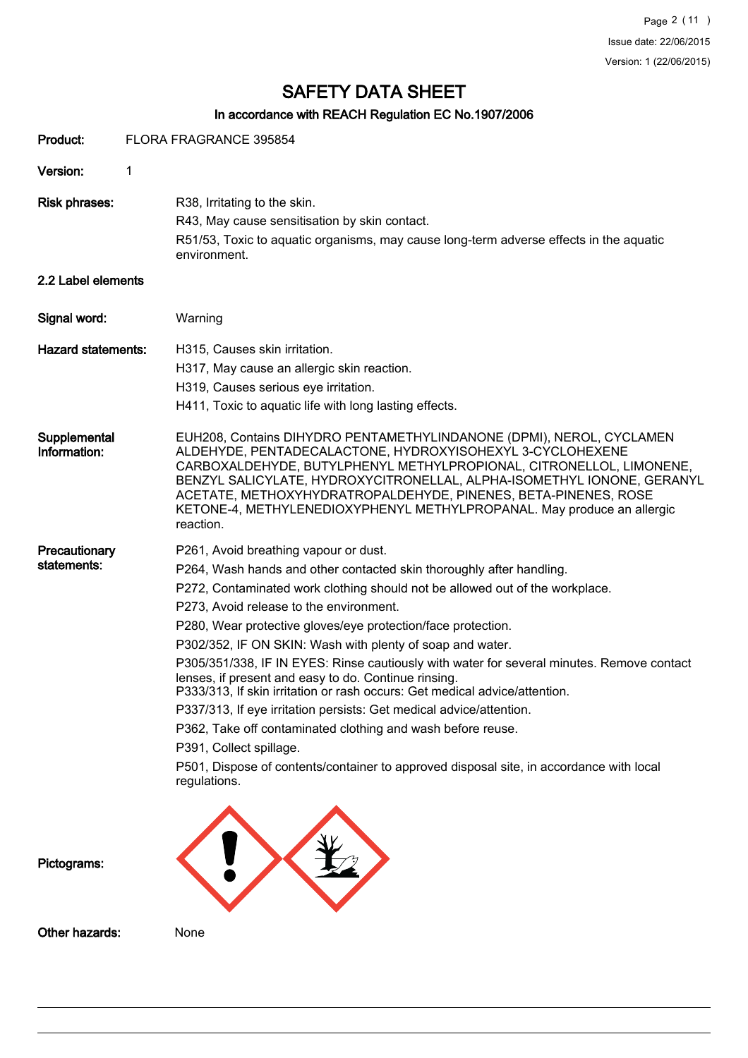# SAFETY DATA SHEET

## In accordance with REACH Regulation EC No.1907/2006

**Product:** FLORA FRAGRANCE 395854

**Version:** 1

**Risk phrases:**
- R38, Irritating to the skin.
- R43, May cause sensitisation by skin contact.
- R51/53, Toxic to aquatic organisms, may cause long-term adverse effects in the aquatic environment.

### 2.2 Label elements

**Signal word:** Warning

**Hazard statements:**
- H315, Causes skin irritation.
- H317, May cause an allergic skin reaction.
- H319, Causes serious eye irritation.
- H411, Toxic to aquatic life with long lasting effects.

**Supplemental Information:** EUH208, Contains DIHYDRO PENTAMETHYLINDANONE (DPMI), NEROL, CYCLAMEN ALDEHYDE, PENTADECALACTONE, HYDROXYISOHEXYL 3-CYCLOHEXENE CARBOXALDEHYDE, BUTYLPHENYL METHYLPROPIONAL, CITRONELLOL, LIMONENE, BENZYL SALICYLATE, HYDROXYCITRONELLAL, ALPHA-ISOMETHYL IONONE, GERANYL ACETATE, METHOXYHYDRATROPALDEHYDE, PINENES, BETA-PINENES, ROSE KETONE-4, METHYLENEDIOXYPHENYL METHYLPROPANAL. May produce an allergic reaction.

**Precautionary statements:**
- P261, Avoid breathing vapour or dust.
- P264, Wash hands and other contacted skin thoroughly after handling.
- P272, Contaminated work clothing should not be allowed out of the workplace.
- P273, Avoid release to the environment.
- P280, Wear protective gloves/eye protection/face protection.
- P302/352, IF ON SKIN: Wash with plenty of soap and water.
- P305/351/338, IF IN EYES: Rinse cautiously with water for several minutes. Remove contact lenses, if present and easy to do. Continue rinsing.
- P333/313, If skin irritation or rash occurs: Get medical advice/attention.
- P337/313, If eye irritation persists: Get medical advice/attention.
- P362, Take off contaminated clothing and wash before reuse.
- P391, Collect spillage.
- P501, Dispose of contents/container to approved disposal site, in accordance with local regulations.

**Pictograms:**

**Other hazards:** None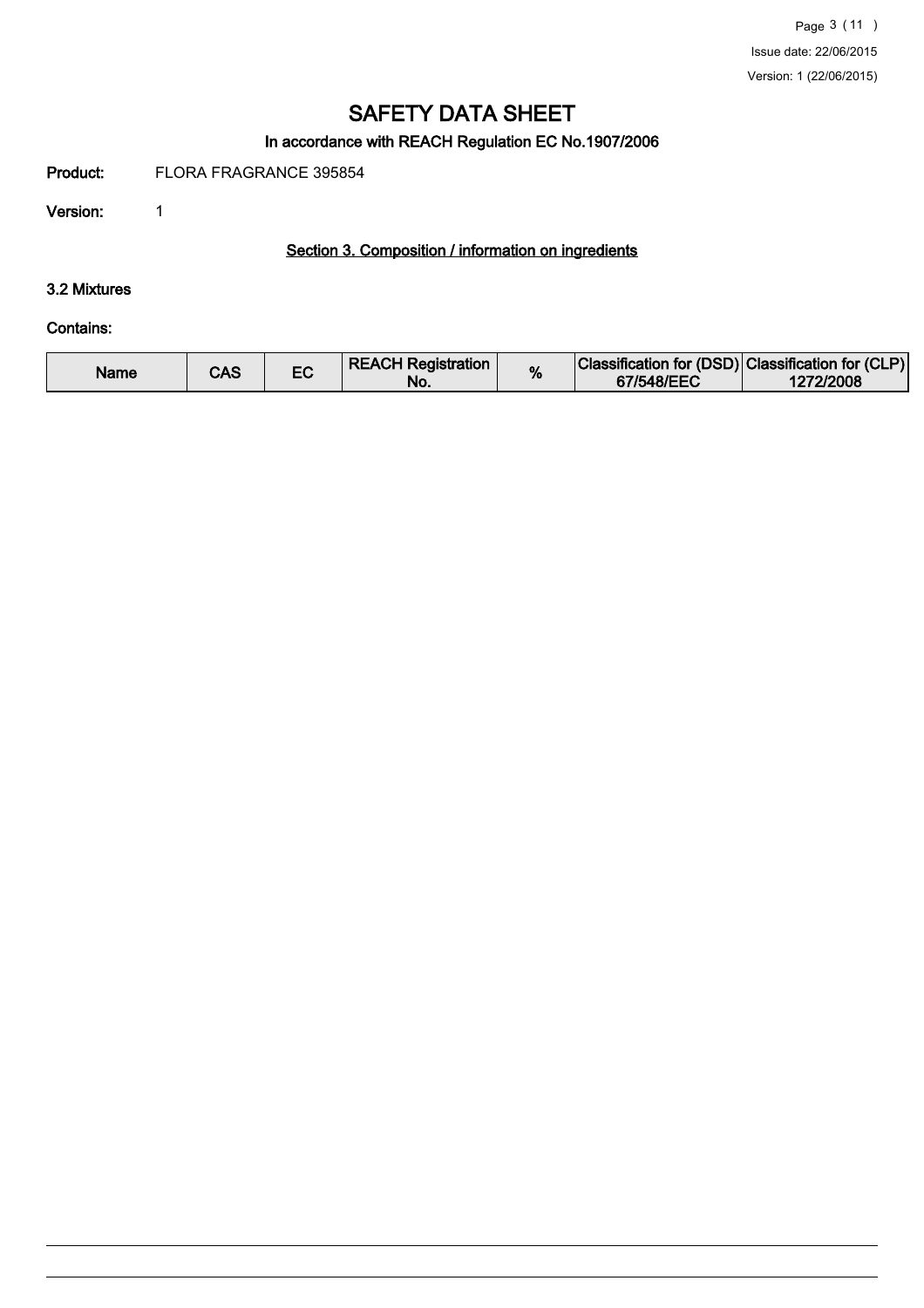# SAFETY DATA SHEET

**In accordance with REACH Regulation EC No.1907/2006**

**Product:** FLORA FRAGRANCE 395854

**Version:** 1

## Section 3. Composition / information on ingredients

### 3.2 Mixtures

**Contains:**

| Name | CAS | EC | REACH Registration No. | % | Classification for (DSD) 67/548/EEC | Classification for (CLP) 1272/2008 |
|---|---|---|---|---|---|---|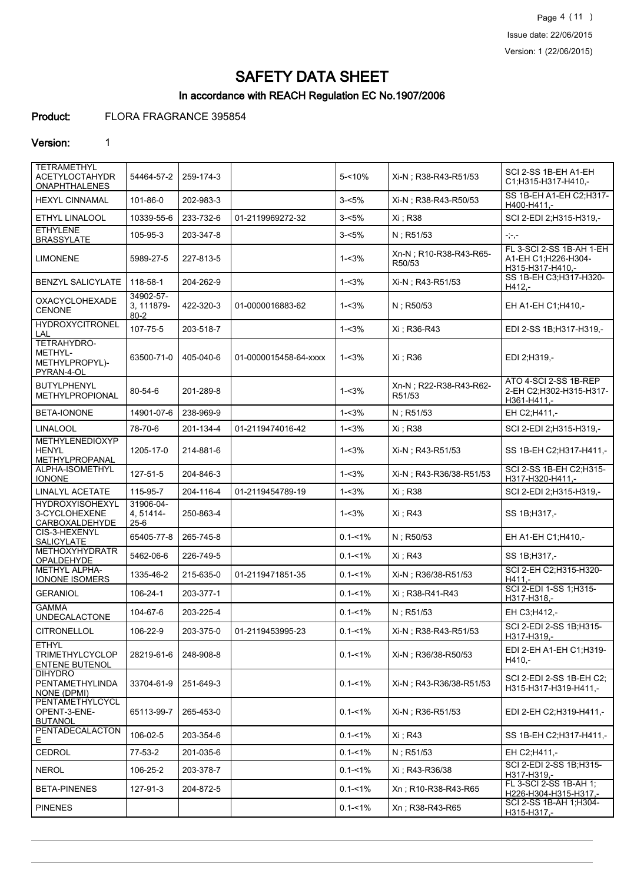# SAFETY DATA SHEET

## In accordance with REACH Regulation EC No.1907/2006

**Product:** FLORA FRAGRANCE 395854

**Version:** 1

| | | | | | | |
|---|---|---|---|---|---|---|
| TETRAMETHYL ACETYLOCTAHYDRONAPHTHALENES | 54464-57-2 | 259-174-3 | | 5-<10% | Xi-N ; R38-R43-R51/53 | SCI 2-SS 1B-EH A1-EH C1;H315-H317-H410,- |
| HEXYL CINNAMAL | 101-86-0 | 202-983-3 | | 3-<5% | Xi-N ; R38-R43-R50/53 | SS 1B-EH A1-EH C2;H317-H400-H411,- |
| ETHYL LINALOOL | 10339-55-6 | 233-732-6 | 01-2119969272-32 | 3-<5% | Xi ; R38 | SCI 2-EDI 2;H315-H319,- |
| ETHYLENE BRASSYLATE | 105-95-3 | 203-347-8 | | 3-<5% | N ; R51/53 | -;-,- |
| LIMONENE | 5989-27-5 | 227-813-5 | | 1-<3% | Xn-N ; R10-R38-R43-R65-R50/53 | FL 3-SCI 2-SS 1B-AH 1-EH A1-EH C1;H226-H304-H315-H317-H410,- |
| BENZYL SALICYLATE | 118-58-1 | 204-262-9 | | 1-<3% | Xi-N ; R43-R51/53 | SS 1B-EH C3;H317-H320-H412,- |
| OXACYCLOHEXADECENONE | 34902-57-3, 111879-80-2 | 422-320-3 | 01-0000016883-62 | 1-<3% | N ; R50/53 | EH A1-EH C1;H410,- |
| HYDROXYCITRONELLAL | 107-75-5 | 203-518-7 | | 1-<3% | Xi ; R36-R43 | EDI 2-SS 1B;H317-H319,- |
| TETRAHYDRO-METHYL-METHYLPROPYL)-PYRAN-4-OL | 63500-71-0 | 405-040-6 | 01-0000015458-64-xxxx | 1-<3% | Xi ; R36 | EDI 2;H319,- |
| BUTYLPHENYL METHYLPROPIONAL | 80-54-6 | 201-289-8 | | 1-<3% | Xn-N ; R22-R38-R43-R62-R51/53 | ATO 4-SCI 2-SS 1B-REP 2-EH C2;H302-H315-H317-H361-H411,- |
| BETA-IONONE | 14901-07-6 | 238-969-9 | | 1-<3% | N ; R51/53 | EH C2;H411,- |
| LINALOOL | 78-70-6 | 201-134-4 | 01-2119474016-42 | 1-<3% | Xi ; R38 | SCI 2-EDI 2;H315-H319,- |
| METHYLENEDIOXYPHENYL METHYLPROPANAL | 1205-17-0 | 214-881-6 | | 1-<3% | Xi-N ; R43-R51/53 | SS 1B-EH C2;H317-H411,- |
| ALPHA-ISOMETHYL IONONE | 127-51-5 | 204-846-3 | | 1-<3% | Xi-N ; R43-R36/38-R51/53 | SCI 2-SS 1B-EH C2;H315-H317-H320-H411,- |
| LINALYL ACETATE | 115-95-7 | 204-116-4 | 01-2119454789-19 | 1-<3% | Xi ; R38 | SCI 2-EDI 2;H315-H319,- |
| HYDROXYISOHEXYL 3-CYCLOHEXENE CARBOXALDEHYDE | 31906-04-4, 51414-25-6 | 250-863-4 | | 1-<3% | Xi ; R43 | SS 1B;H317,- |
| CIS-3-HEXENYL SALICYLATE | 65405-77-8 | 265-745-8 | | 0.1-<1% | N ; R50/53 | EH A1-EH C1;H410,- |
| METHOXYHYDRATROPALDEHYDE | 5462-06-6 | 226-749-5 | | 0.1-<1% | Xi ; R43 | SS 1B;H317,- |
| METHYL ALPHA-IONONE ISOMERS | 1335-46-2 | 215-635-0 | 01-2119471851-35 | 0.1-<1% | Xi-N ; R36/38-R51/53 | SCI 2-EH C2;H315-H320-H411,- |
| GERANIOL | 106-24-1 | 203-377-1 | | 0.1-<1% | Xi ; R38-R41-R43 | SCI 2-EDI 1-SS 1;H315-H317-H318,- |
| GAMMA UNDECALACTONE | 104-67-6 | 203-225-4 | | 0.1-<1% | N ; R51/53 | EH C3;H412,- |
| CITRONELLOL | 106-22-9 | 203-375-0 | 01-2119453995-23 | 0.1-<1% | Xi-N ; R38-R43-R51/53 | SCI 2-EDI 2-SS 1B;H315-H317-H319,- |
| ETHYL TRIMETHYLCYCLOPENTENE BUTENOL | 28219-61-6 | 248-908-8 | | 0.1-<1% | Xi-N ; R36/38-R50/53 | EDI 2-EH A1-EH C1;H319-H410,- |
| DIHYDRO PENTAMETHYLINDANONE (DPMI) | 33704-61-9 | 251-649-3 | | 0.1-<1% | Xi-N ; R43-R36/38-R51/53 | SCI 2-EDI 2-SS 1B-EH C2;H315-H317-H319-H411,- |
| PENTAMETHYLCYCLOPENT-3-ENE-BUTANOL | 65113-99-7 | 265-453-0 | | 0.1-<1% | Xi-N ; R36-R51/53 | EDI 2-EH C2;H319-H411,- |
| PENTADECALACTONE | 106-02-5 | 203-354-6 | | 0.1-<1% | Xi ; R43 | SS 1B-EH C2;H317-H411,- |
| CEDROL | 77-53-2 | 201-035-6 | | 0.1-<1% | N ; R51/53 | EH C2;H411,- |
| NEROL | 106-25-2 | 203-378-7 | | 0.1-<1% | Xi ; R43-R36/38 | SCI 2-EDI 2-SS 1B;H315-H317-H319,- |
| BETA-PINENES | 127-91-3 | 204-872-5 | | 0.1-<1% | Xn ; R10-R38-R43-R65 | FL 3-SCI 2-SS 1B-AH 1;H226-H304-H315-H317,- |
| PINENES | | | | 0.1-<1% | Xn ; R38-R43-R65 | SCI 2-SS 1B-AH 1;H304-H315-H317,- |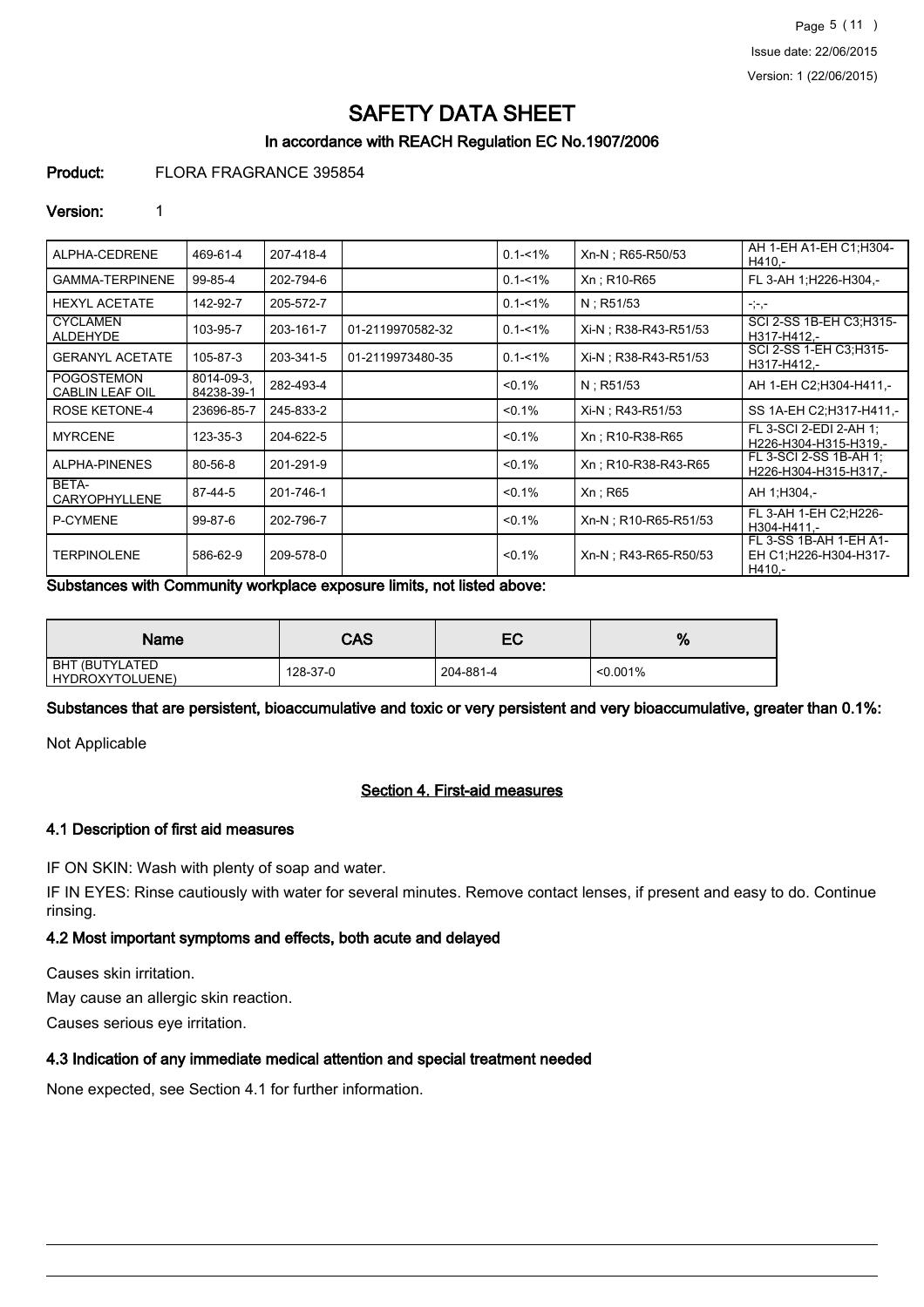| ALPHA-CEDRENE | 469-61-4 | 207-418-4 | | 0.1-<1% | Xn-N ; R65-R50/53 | AH 1-EH A1-EH C1;H304-H410,- |
|---|---|---|---|---|---|---|
| GAMMA-TERPINENE | 99-85-4 | 202-794-6 | | 0.1-<1% | Xn ; R10-R65 | FL 3-AH 1;H226-H304,- |
| HEXYL ACETATE | 142-92-7 | 205-572-7 | | 0.1-<1% | N ; R51/53 | -;-,- |
| CYCLAMEN ALDEHYDE | 103-95-7 | 203-161-7 | 01-2119970582-32 | 0.1-<1% | Xi-N ; R38-R43-R51/53 | SCI 2-SS 1B-EH C3;H315-H317-H412,- |
| GERANYL ACETATE | 105-87-3 | 203-341-5 | 01-2119973480-35 | 0.1-<1% | Xi-N ; R38-R43-R51/53 | SCI 2-SS 1-EH C3;H315-H317-H412,- |
| POGOSTEMON CABLIN LEAF OIL | 8014-09-3, 84238-39-1 | 282-493-4 | | <0.1% | N ; R51/53 | AH 1-EH C2;H304-H411,- |
| ROSE KETONE-4 | 23696-85-7 | 245-833-2 | | <0.1% | Xi-N ; R43-R51/53 | SS 1A-EH C2;H317-H411,- |
| MYRCENE | 123-35-3 | 204-622-5 | | <0.1% | Xn ; R10-R38-R65 | FL 3-SCI 2-EDI 2-AH 1; H226-H304-H315-H319,- |
| ALPHA-PINENES | 80-56-8 | 201-291-9 | | <0.1% | Xn ; R10-R38-R43-R65 | FL 3-SCI 2-SS 1B-AH 1; H226-H304-H315-H317,- |
| BETA-CARYOPHYLLENE | 87-44-5 | 201-746-1 | | <0.1% | Xn ; R65 | AH 1;H304,- |
| P-CYMENE | 99-87-6 | 202-796-7 | | <0.1% | Xn-N ; R10-R65-R51/53 | FL 3-AH 1-EH C2;H226-H304-H411,- |
| TERPINOLENE | 586-62-9 | 209-578-0 | | <0.1% | Xn-N ; R43-R65-R50/53 | FL 3-SS 1B-AH 1-EH A1-EH C1;H226-H304-H317-H410,- |

**Substances with Community workplace exposure limits, not listed above:**

| Name | CAS | EC | % |
|---|---|---|---|
| BHT (BUTYLATED HYDROXYTOLUENE) | 128-37-0 | 204-881-4 | <0.001% |

**Substances that are persistent, bioaccumulative and toxic or very persistent and very bioaccumulative, greater than 0.1%:**

Not Applicable

## Section 4. First-aid measures

### 4.1 Description of first aid measures

IF ON SKIN: Wash with plenty of soap and water.

IF IN EYES: Rinse cautiously with water for several minutes. Remove contact lenses, if present and easy to do. Continue rinsing.

### 4.2 Most important symptoms and effects, both acute and delayed

Causes skin irritation.

May cause an allergic skin reaction.

Causes serious eye irritation.

### 4.3 Indication of any immediate medical attention and special treatment needed

None expected, see Section 4.1 for further information.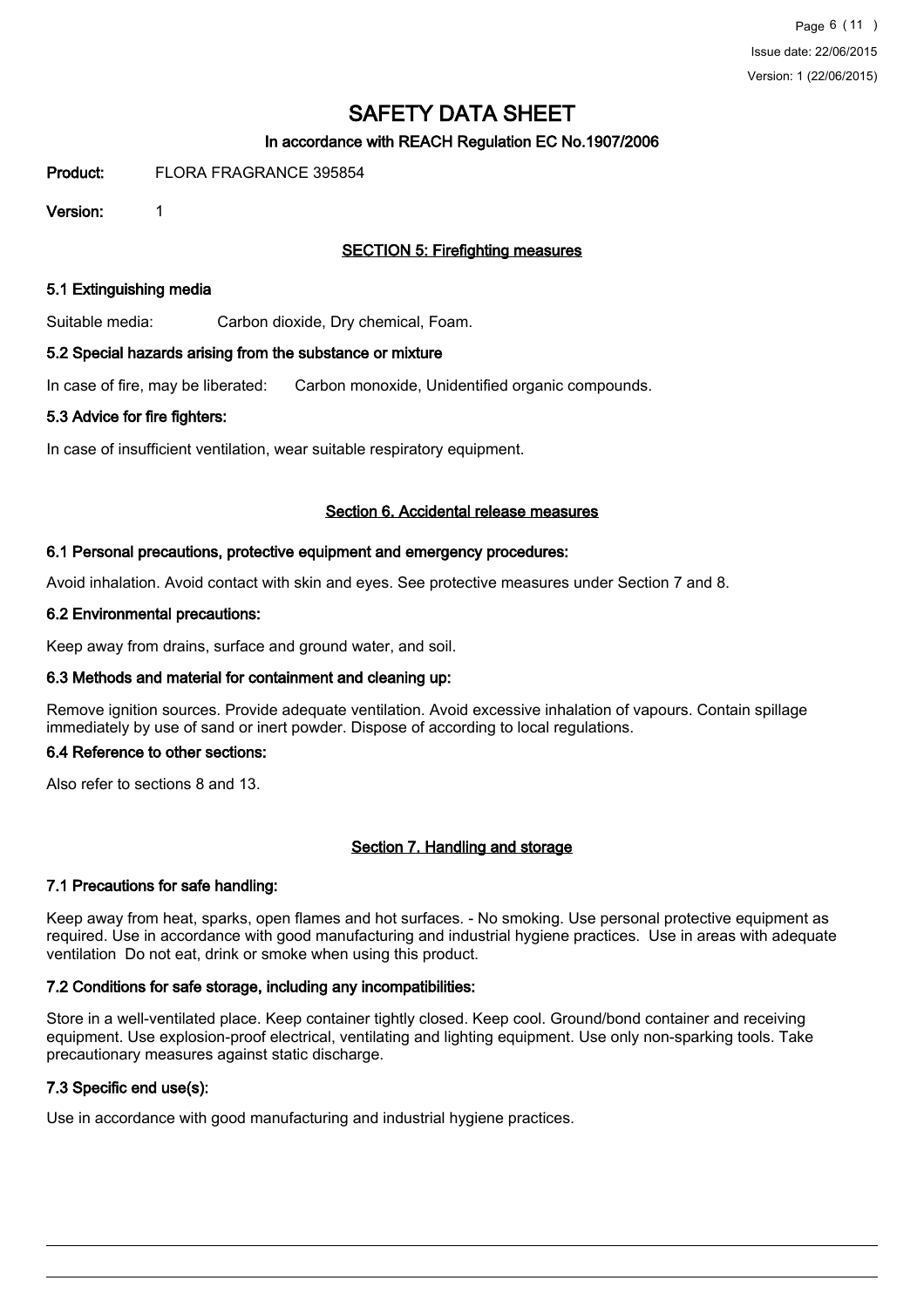# SAFETY DATA SHEET

**In accordance with REACH Regulation EC No.1907/2006**

**Product:** FLORA FRAGRANCE 395854

**Version:** 1

## SECTION 5: Firefighting measures

### 5.1 Extinguishing media

Suitable media: Carbon dioxide, Dry chemical, Foam.

### 5.2 Special hazards arising from the substance or mixture

In case of fire, may be liberated: Carbon monoxide, Unidentified organic compounds.

### 5.3 Advice for fire fighters:

In case of insufficient ventilation, wear suitable respiratory equipment.

## Section 6. Accidental release measures

### 6.1 Personal precautions, protective equipment and emergency procedures:

Avoid inhalation. Avoid contact with skin and eyes. See protective measures under Section 7 and 8.

### 6.2 Environmental precautions:

Keep away from drains, surface and ground water, and soil.

### 6.3 Methods and material for containment and cleaning up:

Remove ignition sources. Provide adequate ventilation. Avoid excessive inhalation of vapours. Contain spillage immediately by use of sand or inert powder. Dispose of according to local regulations.

### 6.4 Reference to other sections:

Also refer to sections 8 and 13.

## Section 7. Handling and storage

### 7.1 Precautions for safe handling:

Keep away from heat, sparks, open flames and hot surfaces. - No smoking. Use personal protective equipment as required. Use in accordance with good manufacturing and industrial hygiene practices. Use in areas with adequate ventilation Do not eat, drink or smoke when using this product.

### 7.2 Conditions for safe storage, including any incompatibilities:

Store in a well-ventilated place. Keep container tightly closed. Keep cool. Ground/bond container and receiving equipment. Use explosion-proof electrical, ventilating and lighting equipment. Use only non-sparking tools. Take precautionary measures against static discharge.

### 7.3 Specific end use(s):

Use in accordance with good manufacturing and industrial hygiene practices.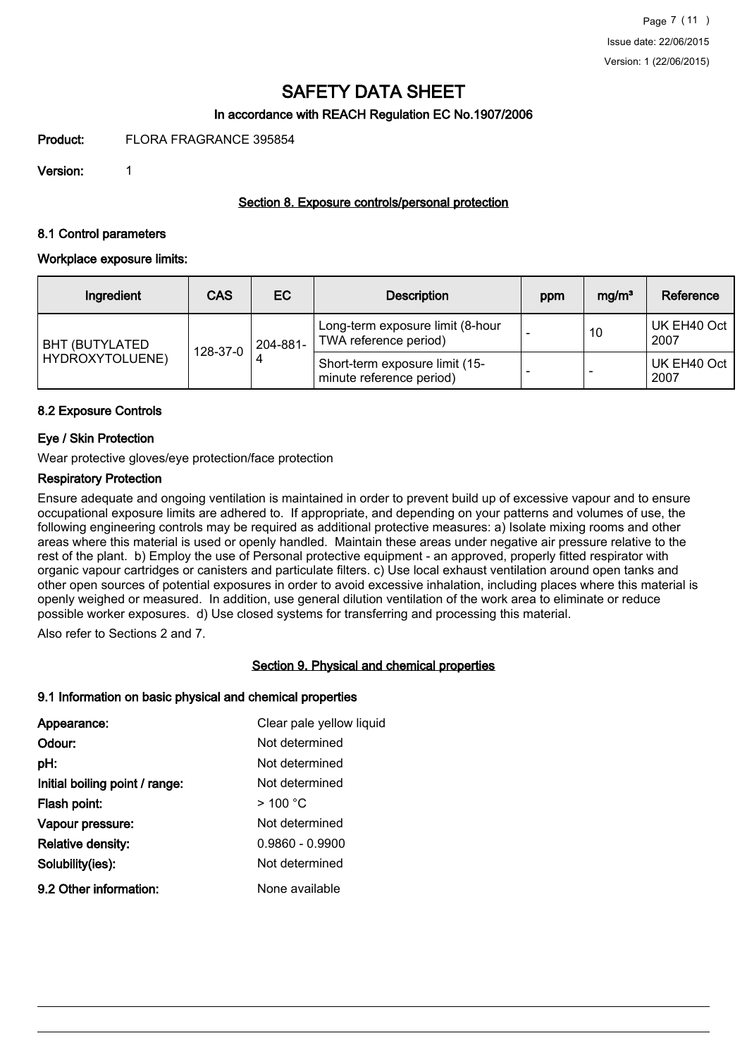# SAFETY DATA SHEET

### In accordance with REACH Regulation EC No.1907/2006

**Product:** FLORA FRAGRANCE 395854

**Version:** 1

## Section 8. Exposure controls/personal protection

### 8.1 Control parameters

**Workplace exposure limits:**

| Ingredient | CAS | EC | Description | ppm | mg/m³ | Reference |
|---|---|---|---|---|---|---|
| BHT (BUTYLATED HYDROXYTOLUENE) | 128-37-0 | 204-881-4 | Long-term exposure limit (8-hour TWA reference period) | - | 10 | UK EH40 Oct 2007 |
| | | | Short-term exposure limit (15-minute reference period) | - | - | UK EH40 Oct 2007 |

### 8.2 Exposure Controls

**Eye / Skin Protection**

Wear protective gloves/eye protection/face protection

**Respiratory Protection**

Ensure adequate and ongoing ventilation is maintained in order to prevent build up of excessive vapour and to ensure occupational exposure limits are adhered to. If appropriate, and depending on your patterns and volumes of use, the following engineering controls may be required as additional protective measures: a) Isolate mixing rooms and other areas where this material is used or openly handled. Maintain these areas under negative air pressure relative to the rest of the plant. b) Employ the use of Personal protective equipment - an approved, properly fitted respirator with organic vapour cartridges or canisters and particulate filters. c) Use local exhaust ventilation around open tanks and other open sources of potential exposures in order to avoid excessive inhalation, including places where this material is openly weighed or measured. In addition, use general dilution ventilation of the work area to eliminate or reduce possible worker exposures. d) Use closed systems for transferring and processing this material.

Also refer to Sections 2 and 7.

## Section 9. Physical and chemical properties

### 9.1 Information on basic physical and chemical properties

**Appearance:** Clear pale yellow liquid

**Odour:** Not determined

**pH:** Not determined

**Initial boiling point / range:** Not determined

**Flash point:** > 100 °C

**Vapour pressure:** Not determined

**Relative density:** 0.9860 - 0.9900

**Solubility(ies):** Not determined

**9.2 Other information:** None available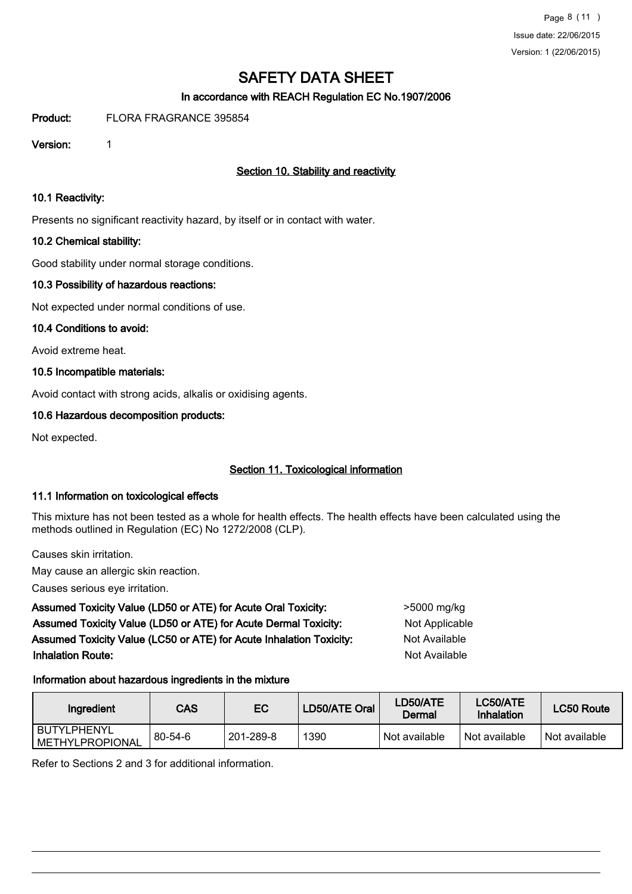# SAFETY DATA SHEET

**In accordance with REACH Regulation EC No.1907/2006**

**Product:** FLORA FRAGRANCE 395854

**Version:** 1

## Section 10. Stability and reactivity

### 10.1 Reactivity:

Presents no significant reactivity hazard, by itself or in contact with water.

### 10.2 Chemical stability:

Good stability under normal storage conditions.

### 10.3 Possibility of hazardous reactions:

Not expected under normal conditions of use.

### 10.4 Conditions to avoid:

Avoid extreme heat.

### 10.5 Incompatible materials:

Avoid contact with strong acids, alkalis or oxidising agents.

### 10.6 Hazardous decomposition products:

Not expected.

## Section 11. Toxicological information

### 11.1 Information on toxicological effects

This mixture has not been tested as a whole for health effects. The health effects have been calculated using the methods outlined in Regulation (EC) No 1272/2008 (CLP).

Causes skin irritation.

May cause an allergic skin reaction.

Causes serious eye irritation.

**Assumed Toxicity Value (LD50 or ATE) for Acute Oral Toxicity:** >5000 mg/kg

**Assumed Toxicity Value (LD50 or ATE) for Acute Dermal Toxicity:** Not Applicable

**Assumed Toxicity Value (LC50 or ATE) for Acute Inhalation Toxicity:** Not Available

**Inhalation Route:** Not Available

**Information about hazardous ingredients in the mixture**

| Ingredient | CAS | EC | LD50/ATE Oral | LD50/ATE Dermal | LC50/ATE Inhalation | LC50 Route |
|---|---|---|---|---|---|---|
| BUTYLPHENYL METHYLPROPIONAL | 80-54-6 | 201-289-8 | 1390 | Not available | Not available | Not available |

Refer to Sections 2 and 3 for additional information.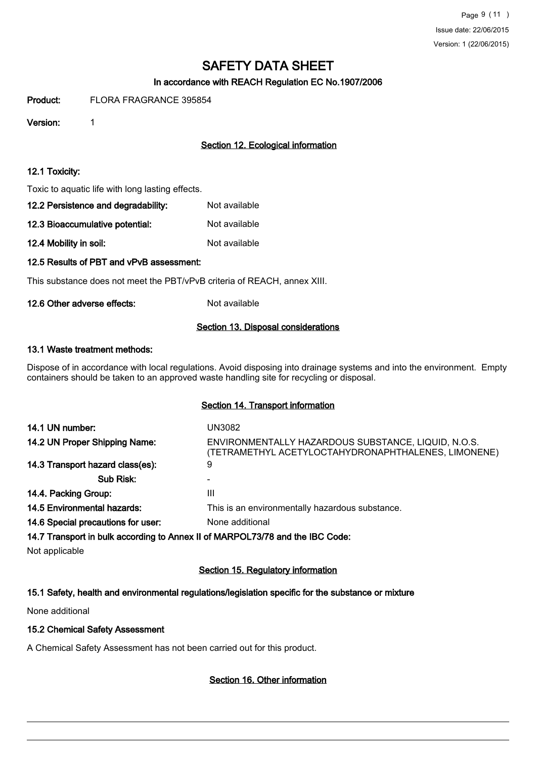# SAFETY DATA SHEET

**In accordance with REACH Regulation EC No.1907/2006**

**Product:** FLORA FRAGRANCE 395854

**Version:** 1

## Section 12. Ecological information

### 12.1 Toxicity:

Toxic to aquatic life with long lasting effects.

**12.2 Persistence and degradability:** Not available

**12.3 Bioaccumulative potential:** Not available

**12.4 Mobility in soil:** Not available

### 12.5 Results of PBT and vPvB assessment:

This substance does not meet the PBT/vPvB criteria of REACH, annex XIII.

**12.6 Other adverse effects:** Not available

## Section 13. Disposal considerations

### 13.1 Waste treatment methods:

Dispose of in accordance with local regulations. Avoid disposing into drainage systems and into the environment. Empty containers should be taken to an approved waste handling site for recycling or disposal.

## Section 14. Transport information

| | |
|---|---|
| **14.1 UN number:** | UN3082 |
| **14.2 UN Proper Shipping Name:** | ENVIRONMENTALLY HAZARDOUS SUBSTANCE, LIQUID, N.O.S. (TETRAMETHYL ACETYLOCTAHYDRONAPHTHALENES, LIMONENE) |
| **14.3 Transport hazard class(es):** | 9 |
| **Sub Risk:** | - |
| **14.4. Packing Group:** | III |
| **14.5 Environmental hazards:** | This is an environmentally hazardous substance. |
| **14.6 Special precautions for user:** | None additional |

### 14.7 Transport in bulk according to Annex II of MARPOL73/78 and the IBC Code:

Not applicable

## Section 15. Regulatory information

### 15.1 Safety, health and environmental regulations/legislation specific for the substance or mixture

None additional

### 15.2 Chemical Safety Assessment

A Chemical Safety Assessment has not been carried out for this product.

## Section 16. Other information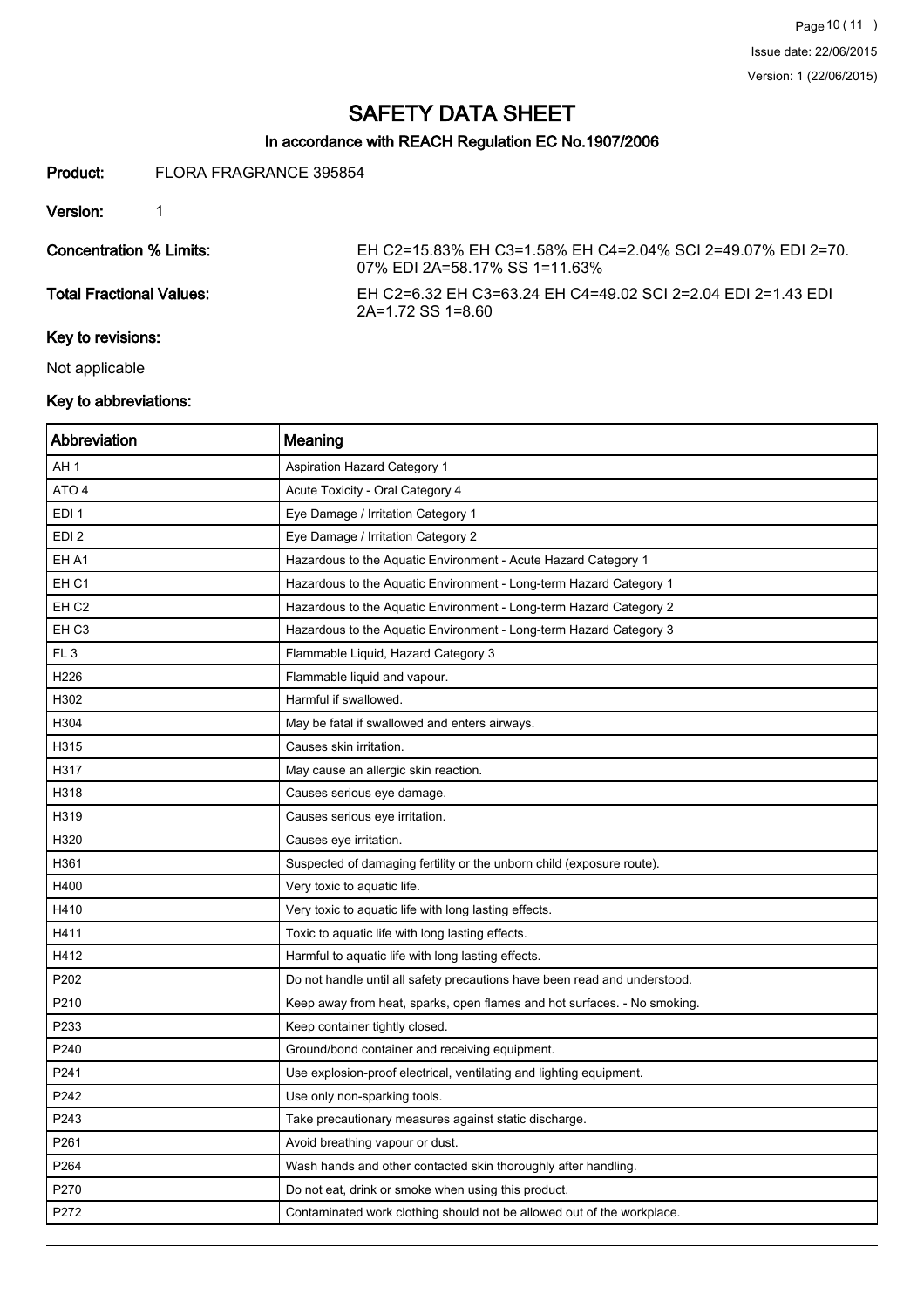# SAFETY DATA SHEET

## In accordance with REACH Regulation EC No.1907/2006

**Product:** FLORA FRAGRANCE 395854

**Version:** 1

**Concentration % Limits:** EH C2=15.83% EH C3=1.58% EH C4=2.04% SCI 2=49.07% EDI 2=70.07% EDI 2A=58.17% SS 1=11.63%

**Total Fractional Values:** EH C2=6.32 EH C3=63.24 EH C4=49.02 SCI 2=2.04 EDI 2=1.43 EDI 2A=1.72 SS 1=8.60

### Key to revisions:

Not applicable

### Key to abbreviations:

| Abbreviation | Meaning |
| --- | --- |
| AH 1 | Aspiration Hazard Category 1 |
| ATO 4 | Acute Toxicity - Oral Category 4 |
| EDI 1 | Eye Damage / Irritation Category 1 |
| EDI 2 | Eye Damage / Irritation Category 2 |
| EH A1 | Hazardous to the Aquatic Environment - Acute Hazard Category 1 |
| EH C1 | Hazardous to the Aquatic Environment - Long-term Hazard Category 1 |
| EH C2 | Hazardous to the Aquatic Environment - Long-term Hazard Category 2 |
| EH C3 | Hazardous to the Aquatic Environment - Long-term Hazard Category 3 |
| FL 3 | Flammable Liquid, Hazard Category 3 |
| H226 | Flammable liquid and vapour. |
| H302 | Harmful if swallowed. |
| H304 | May be fatal if swallowed and enters airways. |
| H315 | Causes skin irritation. |
| H317 | May cause an allergic skin reaction. |
| H318 | Causes serious eye damage. |
| H319 | Causes serious eye irritation. |
| H320 | Causes eye irritation. |
| H361 | Suspected of damaging fertility or the unborn child (exposure route). |
| H400 | Very toxic to aquatic life. |
| H410 | Very toxic to aquatic life with long lasting effects. |
| H411 | Toxic to aquatic life with long lasting effects. |
| H412 | Harmful to aquatic life with long lasting effects. |
| P202 | Do not handle until all safety precautions have been read and understood. |
| P210 | Keep away from heat, sparks, open flames and hot surfaces. - No smoking. |
| P233 | Keep container tightly closed. |
| P240 | Ground/bond container and receiving equipment. |
| P241 | Use explosion-proof electrical, ventilating and lighting equipment. |
| P242 | Use only non-sparking tools. |
| P243 | Take precautionary measures against static discharge. |
| P261 | Avoid breathing vapour or dust. |
| P264 | Wash hands and other contacted skin thoroughly after handling. |
| P270 | Do not eat, drink or smoke when using this product. |
| P272 | Contaminated work clothing should not be allowed out of the workplace. |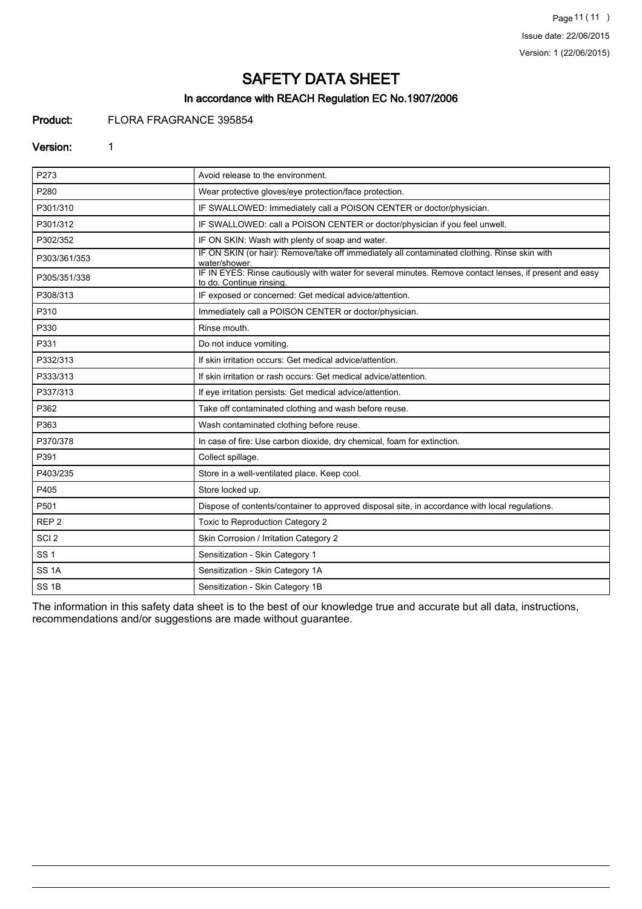# SAFETY DATA SHEET

## In accordance with REACH Regulation EC No.1907/2006

**Product:** FLORA FRAGRANCE 395854

**Version:** 1

| | |
|---|---|
| P273 | Avoid release to the environment. |
| P280 | Wear protective gloves/eye protection/face protection. |
| P301/310 | IF SWALLOWED: Immediately call a POISON CENTER or doctor/physician. |
| P301/312 | IF SWALLOWED: call a POISON CENTER or doctor/physician if you feel unwell. |
| P302/352 | IF ON SKIN: Wash with plenty of soap and water. |
| P303/361/353 | IF ON SKIN (or hair): Remove/take off immediately all contaminated clothing. Rinse skin with water/shower. |
| P305/351/338 | IF IN EYES: Rinse cautiously with water for several minutes. Remove contact lenses, if present and easy to do. Continue rinsing. |
| P308/313 | IF exposed or concerned: Get medical advice/attention. |
| P310 | Immediately call a POISON CENTER or doctor/physician. |
| P330 | Rinse mouth. |
| P331 | Do not induce vomiting. |
| P332/313 | If skin irritation occurs: Get medical advice/attention. |
| P333/313 | If skin irritation or rash occurs: Get medical advice/attention. |
| P337/313 | If eye irritation persists: Get medical advice/attention. |
| P362 | Take off contaminated clothing and wash before reuse. |
| P363 | Wash contaminated clothing before reuse. |
| P370/378 | In case of fire: Use carbon dioxide, dry chemical, foam for extinction. |
| P391 | Collect spillage. |
| P403/235 | Store in a well-ventilated place. Keep cool. |
| P405 | Store locked up. |
| P501 | Dispose of contents/container to approved disposal site, in accordance with local regulations. |
| REP 2 | Toxic to Reproduction Category 2 |
| SCI 2 | Skin Corrosion / Irritation Category 2 |
| SS 1 | Sensitization - Skin Category 1 |
| SS 1A | Sensitization - Skin Category 1A |
| SS 1B | Sensitization - Skin Category 1B |

The information in this safety data sheet is to the best of our knowledge true and accurate but all data, instructions, recommendations and/or suggestions are made without guarantee.